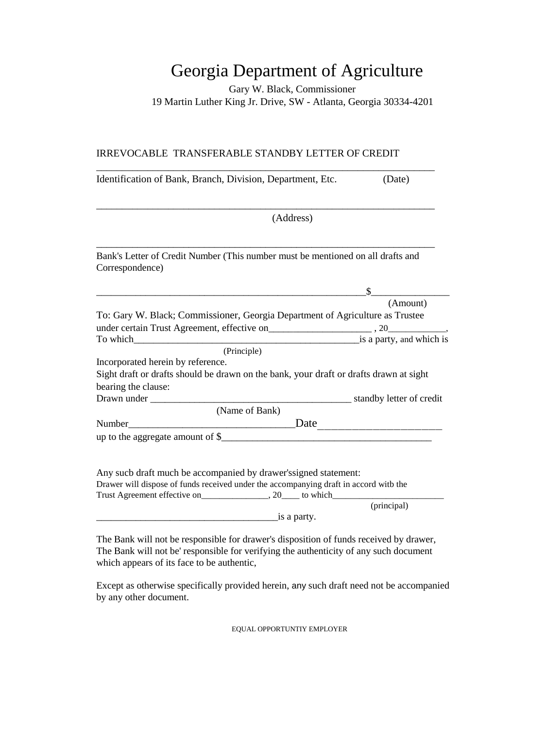# Georgia Department of Agriculture

Gary W. Black, Commissioner
19 Martin Luther King Jr. Drive, SW - Atlanta, Georgia 30334-4201

IRREVOCABLE TRANSFERABLE STANDBY LETTER OF CREDIT

______________________________________________________________________
Identification of Bank, Branch, Division, Department, Etc. (Date)

______________________________________________________________________
(Address)

______________________________________________________________________
Bank's Letter of Credit Number (This number must be mentioned on all drafts and Correspondence)

________________________________________________________$________________
(Amount)

To: Gary W. Black; Commissioner, Georgia Department of Agriculture as Trustee under certain Trust Agreement, effective on_____________________ , 20____________,
To which______________________________________________is a party, and which is
(Principle)
Incorporated herein by reference.
Sight draft or drafts should be drawn on the bank, your draft or drafts drawn at sight bearing the clause:
Drawn under __________________________________________ standby letter of credit
(Name of Bank)
Number__________________________________Date________________________
up to the aggregate amount of $____________________________________________

Any sucb draft much be accompanied by drawer'ssigned statement:
Drawer will dispose of funds received under the accompanying draft in accord witb the Trust Agreement effective on_______________, 20____ to which_________________________
(principal)
______________________________________is a party.

The Bank will not be responsible for drawer's disposition of funds received by drawer, The Bank will not be' responsible for verifying the authenticity of any such document which appears of its face to be authentic,

Except as otherwise specifically provided herein, any such draft need not be accompanied by any other document.

EQUAL OPPORTUNTIY EMPLOYER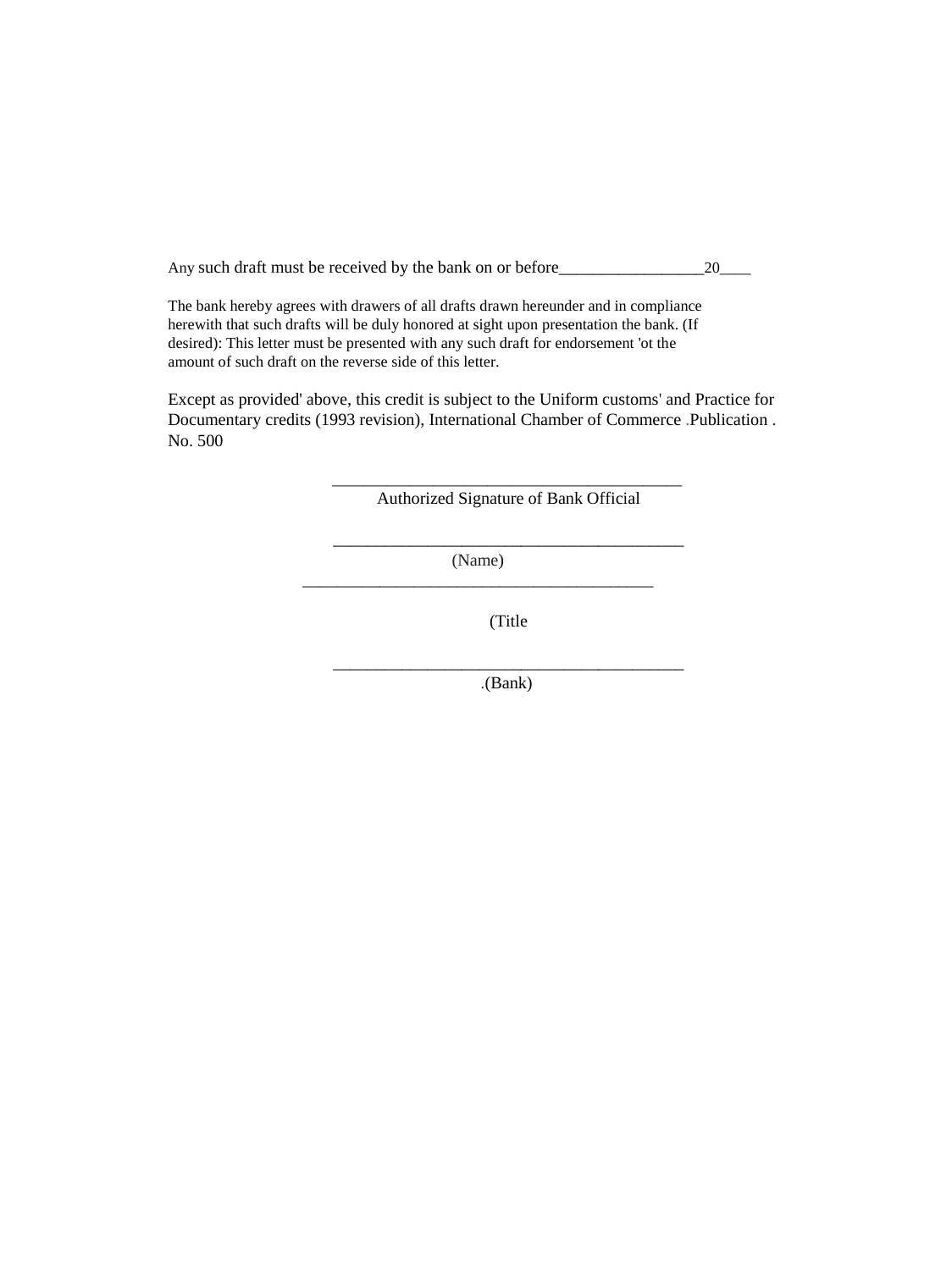Any such draft must be received by the bank on or before_________________20____

The bank hereby agrees with drawers of all drafts drawn hereunder and in compliance herewith that such drafts will be duly honored at sight upon presentation the bank. (If desired): This letter must be presented with any such draft for endorsement 'ot the amount of such draft on the reverse side of this letter.

Except as provided' above, this credit is subject to the Uniform customs' and Practice for Documentary credits (1993 revision), International Chamber of Commerce .Publication . No. 500

__________________________________________
Authorized Signature of Bank Official

__________________________________________
(Name)

__________________________________________
(Title

__________________________________________
.(Bank)